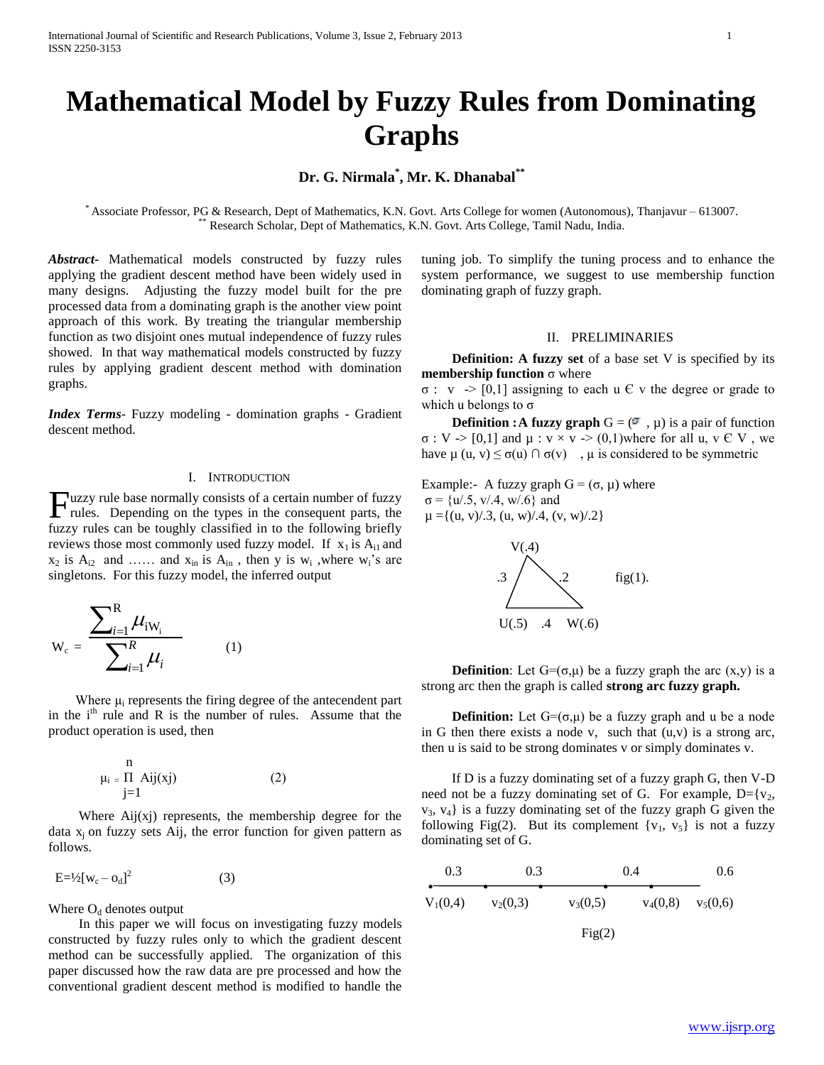# Mathematical Model by Fuzzy Rules from Dominating Graphs

**Dr. G. Nirmala[*], Mr. K. Dhanabal[**]**

[*] Associate Professor, PG & Research, Dept of Mathematics, K.N. Govt. Arts College for women (Autonomous), Thanjavur – 613007.
[**] Research Scholar, Dept of Mathematics, K.N. Govt. Arts College, Tamil Nadu, India.

***Abstract***- Mathematical models constructed by fuzzy rules applying the gradient descent method have been widely used in many designs. Adjusting the fuzzy model built for the pre processed data from a dominating graph is the another view point approach of this work. By treating the triangular membership function as two disjoint ones mutual independence of fuzzy rules showed. In that way mathematical models constructed by fuzzy rules by applying gradient descent method with domination graphs.

***Index Terms***- Fuzzy modeling - domination graphs - Gradient descent method.

## I. Introduction

Fuzzy rule base normally consists of a certain number of fuzzy rules. Depending on the types in the consequent parts, the fuzzy rules can be toughly classified in to the following briefly reviews those most commonly used fuzzy model. If $x_1$ is $A_{i1}$ and $x_2$ is $A_{i2}$ and …… and $x_{in}$ is $A_{in}$ , then y is $w_i$ ,where $w_i$'s are singletons. For this fuzzy model, the inferred output

$$W_c = \frac{\sum_{i=1}^{R} \mu_{iW_i}}{\sum_{i=1}^{R} \mu_i} \qquad (1)$$

Where $\mu_i$ represents the firing degree of the antecendent part in the $i^{th}$ rule and R is the number of rules. Assume that the product operation is used, then

$$\mu_i = \prod_{j=1}^{n} Aij(xj) \qquad (2)$$

Where Aij(xj) represents, the membership degree for the data $x_j$ on fuzzy sets Aij, the error function for given pattern as follows.

$$E = ½[w_c – o_d]^2 \qquad (3)$$

Where $O_d$ denotes output

In this paper we will focus on investigating fuzzy models constructed by fuzzy rules only to which the gradient descent method can be successfully applied. The organization of this paper discussed how the raw data are pre processed and how the conventional gradient descent method is modified to handle the tuning job. To simplify the tuning process and to enhance the system performance, we suggest to use membership function dominating graph of fuzzy graph.

## II. Preliminaries

**Definition: A fuzzy set** of a base set V is specified by its **membership function** σ where

σ : v -> [0,1] assigning to each u Є v the degree or grade to which u belongs to σ

**Definition : A fuzzy graph** G = (σ , μ) is a pair of function σ : V -> [0,1] and μ : v × v -> (0,1)where for all u, v Є V , we have μ (u, v) ≤ σ(u) ∩ σ(v) , μ is considered to be symmetric

Example:- A fuzzy graph G = (σ, μ) where
σ = {u/.5, v/.4, w/.6} and
μ ={(u, v)/.3, (u, w)/.4, (v, w)/.2}

fig(1).

**Definition**: Let G=(σ,μ) be a fuzzy graph the arc (x,y) is a strong arc then the graph is called **strong arc fuzzy graph.**

**Definition:** Let G=(σ,μ) be a fuzzy graph and u be a node in G then there exists a node v, such that (u,v) is a strong arc, then u is said to be strong dominates v or simply dominates v.

If D is a fuzzy dominating set of a fuzzy graph G, then V-D need not be a fuzzy dominating set of G. For example, D={$v_2$, $v_3$, $v_4$} is a fuzzy dominating set of the fuzzy graph G given the following Fig(2). But its complement {$v_1$, $v_5$} is not a fuzzy dominating set of G.

Fig(2)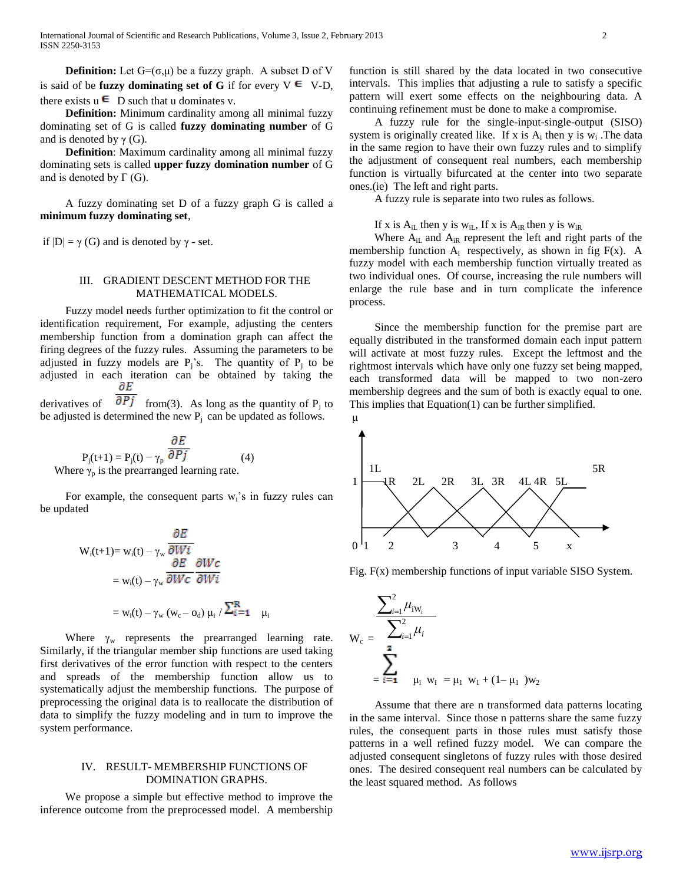**Definition:** Let $G=(\sigma,\mu)$ be a fuzzy graph. A subset D of V is said of be **fuzzy dominating set of G** if for every $V \in V\text{-}D$, there exists $u \in D$ such that u dominates v.

**Definition:** Minimum cardinality among all minimal fuzzy dominating set of G is called **fuzzy dominating number** of G and is denoted by $\gamma$ (G).

**Definition**: Maximum cardinality among all minimal fuzzy dominating sets is called **upper fuzzy domination number** of G and is denoted by $\Gamma$ (G).

A fuzzy dominating set D of a fuzzy graph G is called a **minimum fuzzy dominating set**,

if $|D| = \gamma$ (G) and is denoted by $\gamma$ - set.

## III. GRADIENT DESCENT METHOD FOR THE MATHEMATICAL MODELS.

Fuzzy model needs further optimization to fit the control or identification requirement, For example, adjusting the centers membership function from a domination graph can affect the firing degrees of the fuzzy rules. Assuming the parameters to be adjusted in fuzzy models are $P_j$'s. The quantity of $P_j$ to be adjusted in each iteration can be obtained by taking the derivatives of $\frac{\partial E}{\partial P_j}$ from(3). As long as the quantity of $P_j$ to be adjusted is determined the new $P_j$ can be updated as follows.

$$P_j(t+1) = P_j(t) - \gamma_p \frac{\partial E}{\partial P_j} \qquad (4)$$

Where $\gamma_p$ is the prearranged learning rate.

For example, the consequent parts $w_i$'s in fuzzy rules can be updated

$$W_i(t+1)= w_i(t) - \gamma_w \frac{\partial E}{\partial W_i}$$

$$= w_i(t) - \gamma_w \frac{\partial E}{\partial W_c}\frac{\partial W_c}{\partial W_i}$$

$$= w_i(t) - \gamma_w (w_c - o_d)\, \mu_i \,/ \textstyle\sum_{i=1}^{R} \mu_i$$

Where $\gamma_w$ represents the prearranged learning rate. Similarly, if the triangular member ship functions are used taking first derivatives of the error function with respect to the centers and spreads of the membership function allow us to systematically adjust the membership functions. The purpose of preprocessing the original data is to reallocate the distribution of data to simplify the fuzzy modeling and in turn to improve the system performance.

## IV. RESULT- MEMBERSHIP FUNCTIONS OF DOMINATION GRAPHS.

We propose a simple but effective method to improve the inference outcome from the preprocessed model. A membership function is still shared by the data located in two consecutive intervals. This implies that adjusting a rule to satisfy a specific pattern will exert some effects on the neighbouring data. A continuing refinement must be done to make a compromise.

A fuzzy rule for the single-input-single-output (SISO) system is originally created like. If x is $A_i$ then y is $w_i$ .The data in the same region to have their own fuzzy rules and to simplify the adjustment of consequent real numbers, each membership function is virtually bifurcated at the center into two separate ones.(ie) The left and right parts.

A fuzzy rule is separate into two rules as follows.

If x is $A_{iL}$ then y is $w_{iL}$, If x is $A_{iR}$ then y is $w_{iR}$

Where $A_{iL}$ and $A_{iR}$ represent the left and right parts of the membership function $A_i$ respectively, as shown in fig F(x). A fuzzy model with each membership function virtually treated as two individual ones. Of course, increasing the rule numbers will enlarge the rule base and in turn complicate the inference process.

Since the membership function for the premise part are equally distributed in the transformed domain each input pattern will activate at most fuzzy rules. Except the leftmost and the rightmost intervals which have only one fuzzy set being mapped, each transformed data will be mapped to two non-zero membership degrees and the sum of both is exactly equal to one. This implies that Equation(1) can be further simplified.

Fig. F(x) membership functions of input variable SISO System.

$$W_c = \frac{\sum_{i=1}^{2} \mu_i w_i}{\sum_{i=1}^{2} \mu_i} = \sum_{i=1}^{2} \mu_i w_i = \mu_1 w_1 + (1-\mu_1) w_2$$

Assume that there are n transformed data patterns locating in the same interval. Since those n patterns share the same fuzzy rules, the consequent parts in those rules must satisfy those patterns in a well refined fuzzy model. We can compare the adjusted consequent singletons of fuzzy rules with those desired ones. The desired consequent real numbers can be calculated by the least squared method. As follows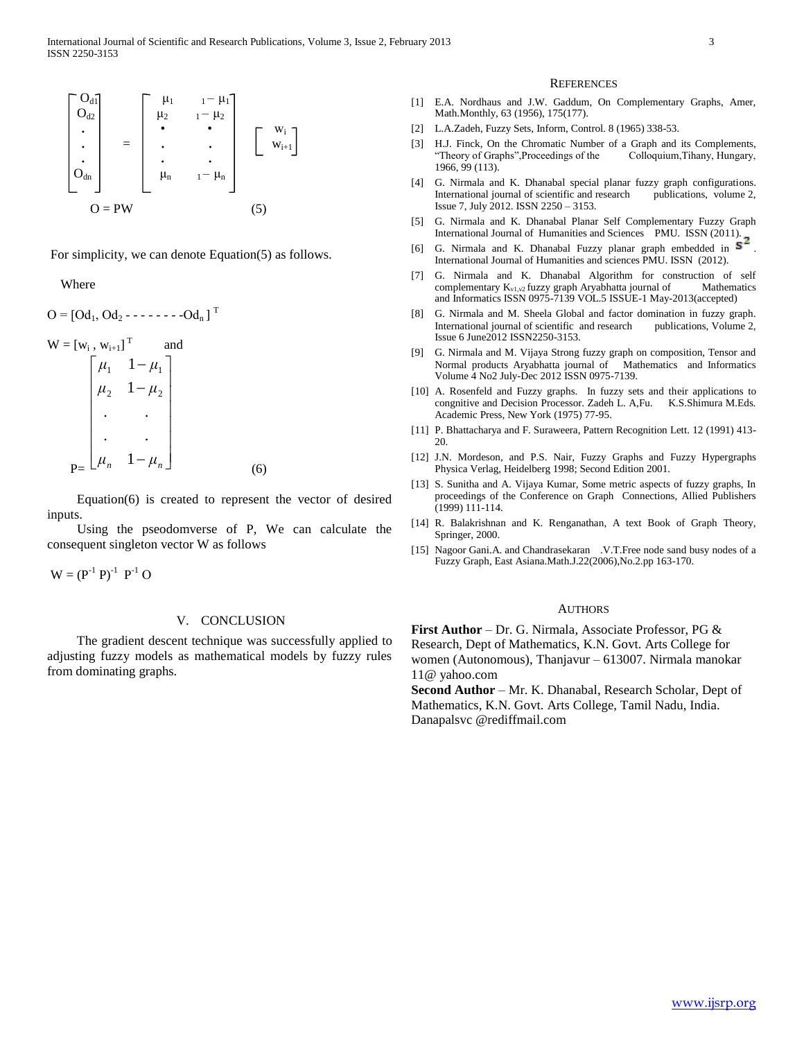$$\begin{bmatrix} O_{d1} \\ O_{d2} \\ \cdot \\ \cdot \\ \cdot \\ O_{dn} \end{bmatrix} = \begin{bmatrix} \mu_1 & 1-\mu_1 \\ \mu_2 & 1-\mu_2 \\ \bullet & \bullet \\ \cdot & \cdot \\ \cdot & \cdot \\ \mu_n & 1-\mu_n \end{bmatrix} \begin{bmatrix} w_i \\ w_{i+1} \end{bmatrix}$$

$$O = PW \qquad (5)$$

For simplicity, we can denote Equation(5) as follows.

Where

$O = [Od_1, Od_2 \text{ - - - - - - - -} Od_n]^T$

$W = [w_i , w_{i+1}]^T$ and

$$P = \begin{bmatrix} \mu_1 & 1-\mu_1 \\ \mu_2 & 1-\mu_2 \\ \cdot & \cdot \\ \cdot & \cdot \\ \mu_n & 1-\mu_n \end{bmatrix} \qquad (6)$$

Equation(6) is created to represent the vector of desired inputs.

Using the pseodomverse of P, We can calculate the consequent singleton vector W as follows

$W = (P^{-1} P)^{-1} P^{-1} O$

## V. CONCLUSION

The gradient descent technique was successfully applied to adjusting fuzzy models as mathematical models by fuzzy rules from dominating graphs.

## REFERENCES

[1] E.A. Nordhaus and J.W. Gaddum, On Complementary Graphs, Amer, Math.Monthly, 63 (1956), 175(177).

[2] L.A.Zadeh, Fuzzy Sets, Inform, Control. 8 (1965) 338-53.

[3] H.J. Finck, On the Chromatic Number of a Graph and its Complements, "Theory of Graphs",Proceedings of the Colloquium,Tihany, Hungary, 1966, 99 (113).

[4] G. Nirmala and K. Dhanabal special planar fuzzy graph configurations. International journal of scientific and research publications, volume 2, Issue 7, July 2012. ISSN 2250 – 3153.

[5] G. Nirmala and K. Dhanabal Planar Self Complementary Fuzzy Graph International Journal of Humanities and Sciences PMU. ISSN (2011).

[6] G. Nirmala and K. Dhanabal Fuzzy planar graph embedded in $S^2$. International Journal of Humanities and sciences PMU. ISSN (2012).

[7] G. Nirmala and K. Dhanabal Algorithm for construction of self complementary $K_{v1,v2}$ fuzzy graph Aryabhatta journal of Mathematics and Informatics ISSN 0975-7139 VOL.5 ISSUE-1 May-2013(accepted)

[8] G. Nirmala and M. Sheela Global and factor domination in fuzzy graph. International journal of scientific and research publications, Volume 2, Issue 6 June2012 ISSN2250-3153.

[9] G. Nirmala and M. Vijaya Strong fuzzy graph on composition, Tensor and Normal products Aryabhatta journal of Mathematics and Informatics Volume 4 No2 July-Dec 2012 ISSN 0975-7139.

[10] A. Rosenfeld and Fuzzy graphs. In fuzzy sets and their applications to congnitive and Decision Processor. Zadeh L. A,Fu. K.S.Shimura M.Eds. Academic Press, New York (1975) 77-95.

[11] P. Bhattacharya and F. Suraweera, Pattern Recognition Lett. 12 (1991) 413-20.

[12] J.N. Mordeson, and P.S. Nair, Fuzzy Graphs and Fuzzy Hypergraphs Physica Verlag, Heidelberg 1998; Second Edition 2001.

[13] S. Sunitha and A. Vijaya Kumar, Some metric aspects of fuzzy graphs, In proceedings of the Conference on Graph Connections, Allied Publishers (1999) 111-114.

[14] R. Balakrishnan and K. Renganathan, A text Book of Graph Theory, Springer, 2000.

[15] Nagoor Gani.A. and Chandrasekaran .V.T.Free node sand busy nodes of a Fuzzy Graph, East Asiana.Math.J.22(2006),No.2.pp 163-170.

## AUTHORS

**First Author** – Dr. G. Nirmala, Associate Professor, PG & Research, Dept of Mathematics, K.N. Govt. Arts College for women (Autonomous), Thanjavur – 613007. Nirmala manokar 11@ yahoo.com

**Second Author** – Mr. K. Dhanabal, Research Scholar, Dept of Mathematics, K.N. Govt. Arts College, Tamil Nadu, India. Danapalsvc @rediffmail.com